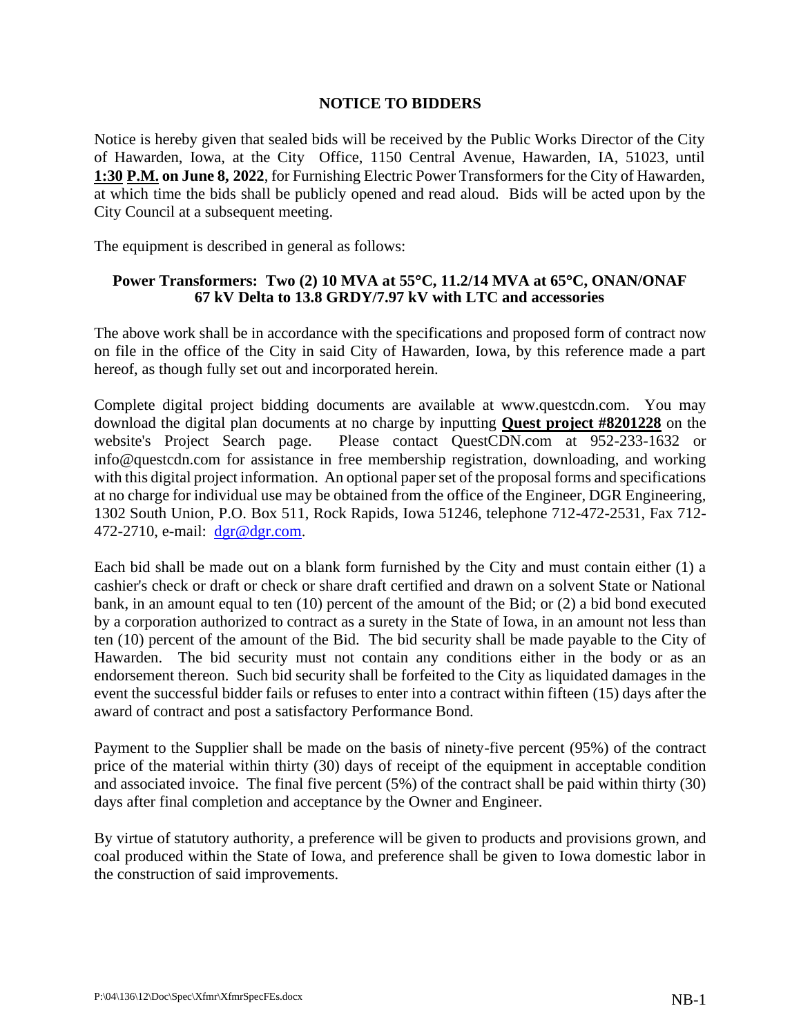# NOTICE TO BIDDERS

Notice is hereby given that sealed bids will be received by the Public Works Director of the City of Hawarden, Iowa, at the City Office, 1150 Central Avenue, Hawarden, IA, 51023, until **1:30 P.M. on June 8, 2022**, for Furnishing Electric Power Transformers for the City of Hawarden, at which time the bids shall be publicly opened and read aloud. Bids will be acted upon by the City Council at a subsequent meeting.

The equipment is described in general as follows:

**Power Transformers: Two (2) 10 MVA at 55°C, 11.2/14 MVA at 65°C, ONAN/ONAF 67 kV Delta to 13.8 GRDY/7.97 kV with LTC and accessories**

The above work shall be in accordance with the specifications and proposed form of contract now on file in the office of the City in said City of Hawarden, Iowa, by this reference made a part hereof, as though fully set out and incorporated herein.

Complete digital project bidding documents are available at www.questcdn.com. You may download the digital plan documents at no charge by inputting **Quest project #8201228** on the website's Project Search page. Please contact QuestCDN.com at 952-233-1632 or info@questcdn.com for assistance in free membership registration, downloading, and working with this digital project information. An optional paper set of the proposal forms and specifications at no charge for individual use may be obtained from the office of the Engineer, DGR Engineering, 1302 South Union, P.O. Box 511, Rock Rapids, Iowa 51246, telephone 712-472-2531, Fax 712-472-2710, e-mail: dgr@dgr.com.

Each bid shall be made out on a blank form furnished by the City and must contain either (1) a cashier's check or draft or check or share draft certified and drawn on a solvent State or National bank, in an amount equal to ten (10) percent of the amount of the Bid; or (2) a bid bond executed by a corporation authorized to contract as a surety in the State of Iowa, in an amount not less than ten (10) percent of the amount of the Bid. The bid security shall be made payable to the City of Hawarden. The bid security must not contain any conditions either in the body or as an endorsement thereon. Such bid security shall be forfeited to the City as liquidated damages in the event the successful bidder fails or refuses to enter into a contract within fifteen (15) days after the award of contract and post a satisfactory Performance Bond.

Payment to the Supplier shall be made on the basis of ninety-five percent (95%) of the contract price of the material within thirty (30) days of receipt of the equipment in acceptable condition and associated invoice. The final five percent (5%) of the contract shall be paid within thirty (30) days after final completion and acceptance by the Owner and Engineer.

By virtue of statutory authority, a preference will be given to products and provisions grown, and coal produced within the State of Iowa, and preference shall be given to Iowa domestic labor in the construction of said improvements.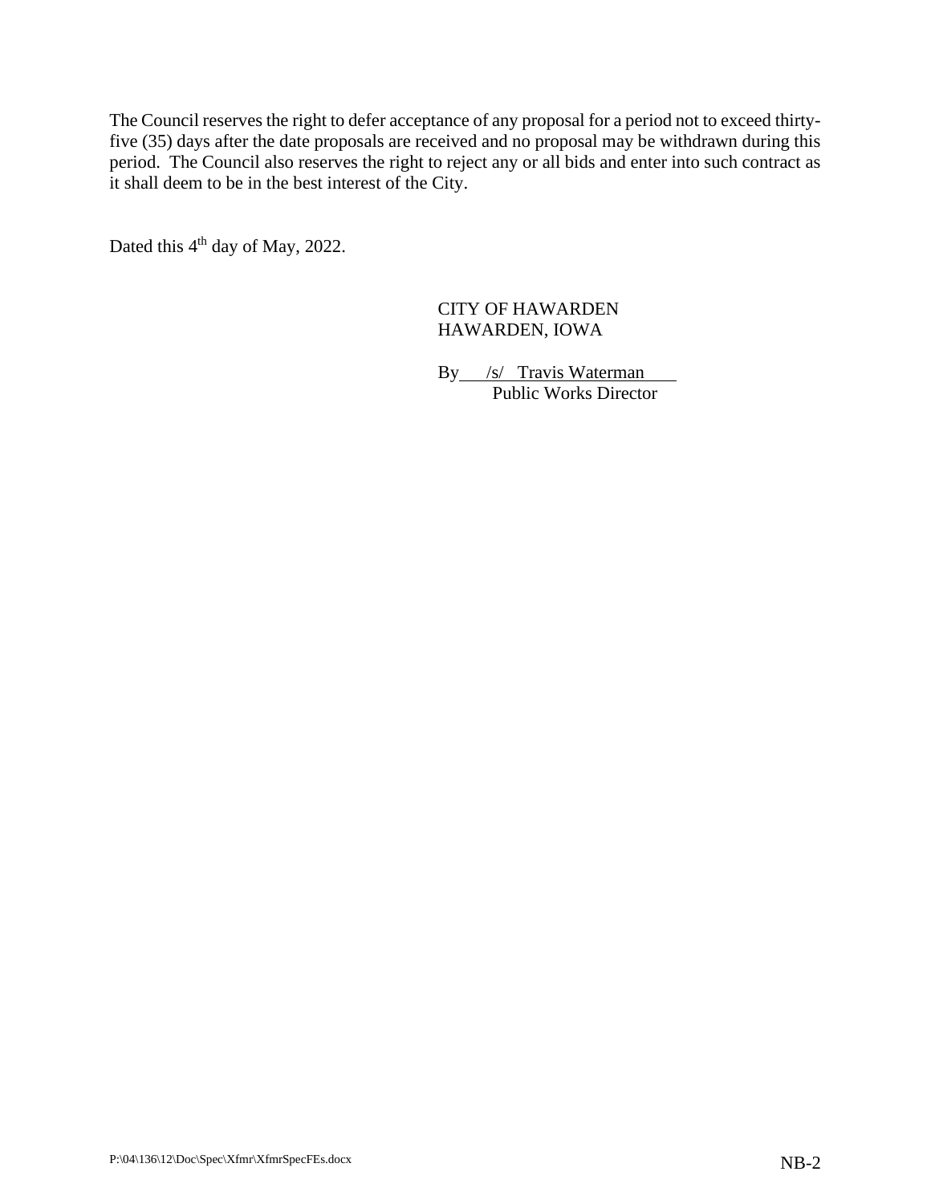The Council reserves the right to defer acceptance of any proposal for a period not to exceed thirty-five (35) days after the date proposals are received and no proposal may be withdrawn during this period. The Council also reserves the right to reject any or all bids and enter into such contract as it shall deem to be in the best interest of the City.

Dated this 4th day of May, 2022.

CITY OF HAWARDEN
HAWARDEN, IOWA

By /s/ Travis Waterman
Public Works Director